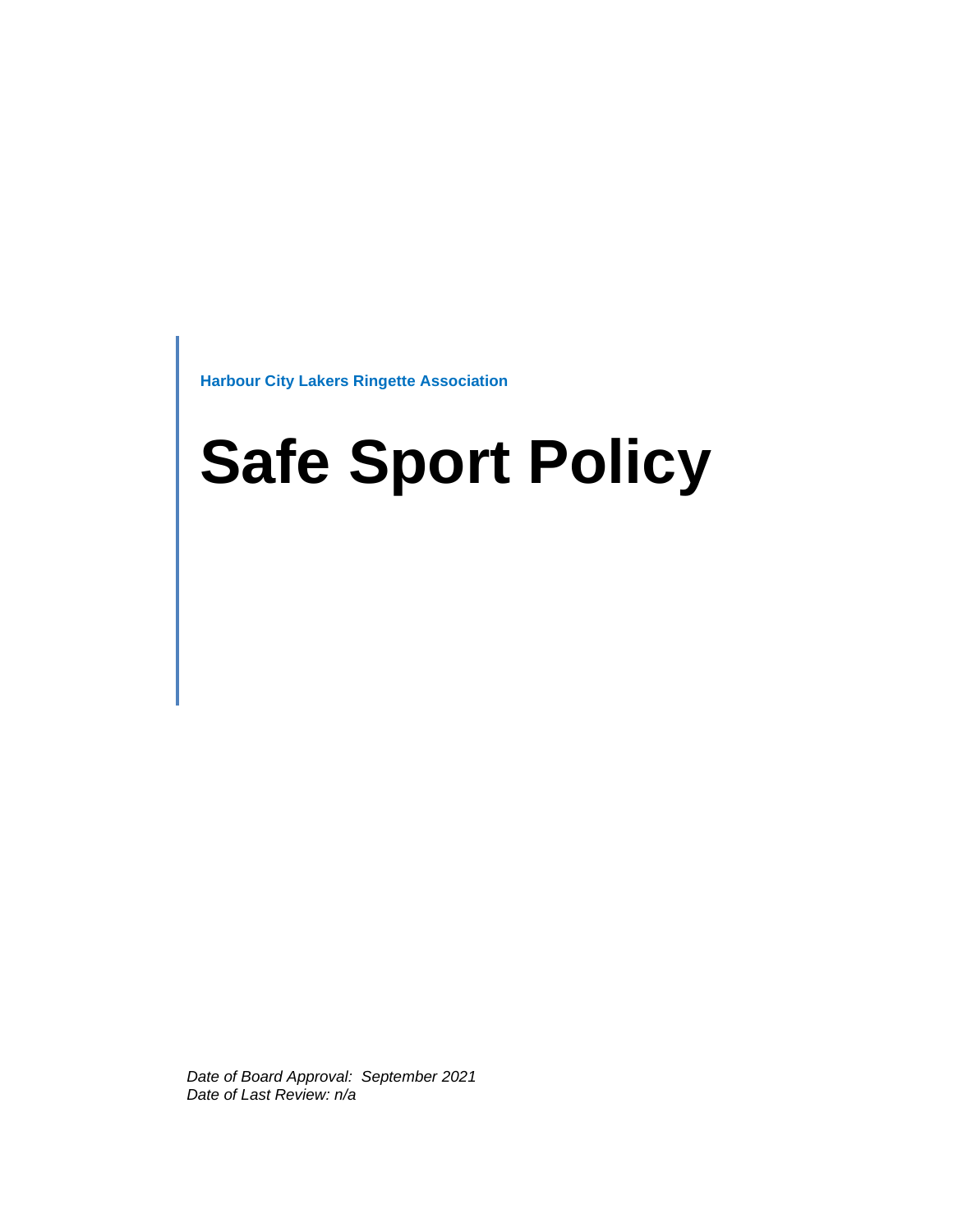**Harbour City Lakers Ringette Association**

# Safe Sport Policy

*Date of Board Approval: September 2021*
*Date of Last Review: n/a*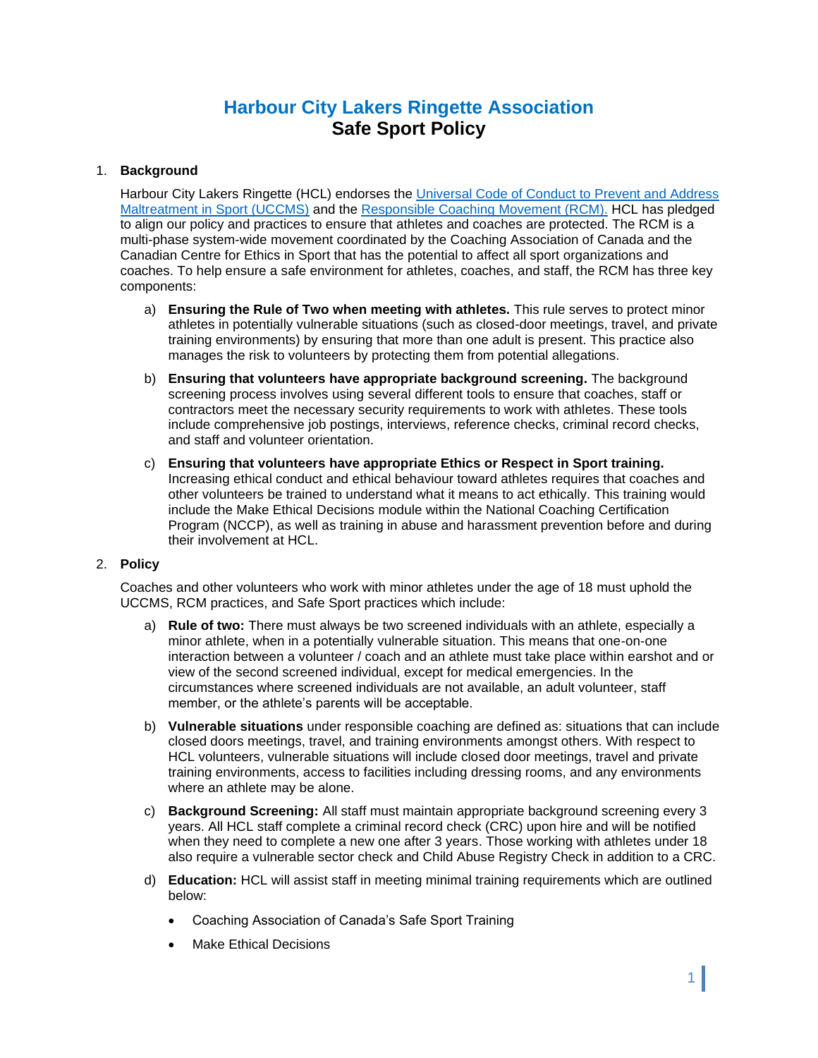# Harbour City Lakers Ringette Association
# Safe Sport Policy

1. **Background**

   Harbour City Lakers Ringette (HCL) endorses the [Universal Code of Conduct to Prevent and Address Maltreatment in Sport (UCCMS)]() and the [Responsible Coaching Movement (RCM).]() HCL has pledged to align our policy and practices to ensure that athletes and coaches are protected. The RCM is a multi-phase system-wide movement coordinated by the Coaching Association of Canada and the Canadian Centre for Ethics in Sport that has the potential to affect all sport organizations and coaches. To help ensure a safe environment for athletes, coaches, and staff, the RCM has three key components:

   a) **Ensuring the Rule of Two when meeting with athletes.** This rule serves to protect minor athletes in potentially vulnerable situations (such as closed-door meetings, travel, and private training environments) by ensuring that more than one adult is present. This practice also manages the risk to volunteers by protecting them from potential allegations.

   b) **Ensuring that volunteers have appropriate background screening.** The background screening process involves using several different tools to ensure that coaches, staff or contractors meet the necessary security requirements to work with athletes. These tools include comprehensive job postings, interviews, reference checks, criminal record checks, and staff and volunteer orientation.

   c) **Ensuring that volunteers have appropriate Ethics or Respect in Sport training.** Increasing ethical conduct and ethical behaviour toward athletes requires that coaches and other volunteers be trained to understand what it means to act ethically. This training would include the Make Ethical Decisions module within the National Coaching Certification Program (NCCP), as well as training in abuse and harassment prevention before and during their involvement at HCL.

2. **Policy**

   Coaches and other volunteers who work with minor athletes under the age of 18 must uphold the UCCMS, RCM practices, and Safe Sport practices which include:

   a) **Rule of two:** There must always be two screened individuals with an athlete, especially a minor athlete, when in a potentially vulnerable situation. This means that one-on-one interaction between a volunteer / coach and an athlete must take place within earshot and or view of the second screened individual, except for medical emergencies. In the circumstances where screened individuals are not available, an adult volunteer, staff member, or the athlete's parents will be acceptable.

   b) **Vulnerable situations** under responsible coaching are defined as: situations that can include closed doors meetings, travel, and training environments amongst others. With respect to HCL volunteers, vulnerable situations will include closed door meetings, travel and private training environments, access to facilities including dressing rooms, and any environments where an athlete may be alone.

   c) **Background Screening:** All staff must maintain appropriate background screening every 3 years. All HCL staff complete a criminal record check (CRC) upon hire and will be notified when they need to complete a new one after 3 years. Those working with athletes under 18 also require a vulnerable sector check and Child Abuse Registry Check in addition to a CRC.

   d) **Education:** HCL will assist staff in meeting minimal training requirements which are outlined below:

      - Coaching Association of Canada's Safe Sport Training
      - Make Ethical Decisions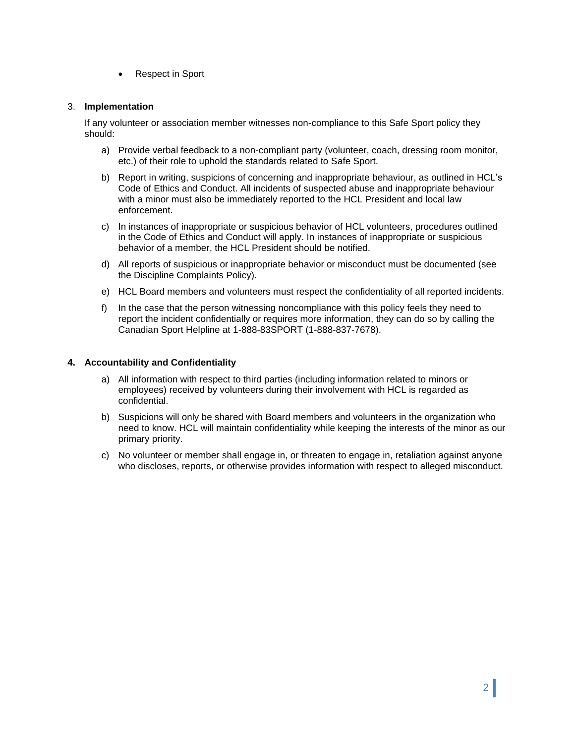- Respect in Sport

3. **Implementation**

   If any volunteer or association member witnesses non-compliance to this Safe Sport policy they should:

   a) Provide verbal feedback to a non-compliant party (volunteer, coach, dressing room monitor, etc.) of their role to uphold the standards related to Safe Sport.

   b) Report in writing, suspicions of concerning and inappropriate behaviour, as outlined in HCL's Code of Ethics and Conduct. All incidents of suspected abuse and inappropriate behaviour with a minor must also be immediately reported to the HCL President and local law enforcement.

   c) In instances of inappropriate or suspicious behavior of HCL volunteers, procedures outlined in the Code of Ethics and Conduct will apply. In instances of inappropriate or suspicious behavior of a member, the HCL President should be notified.

   d) All reports of suspicious or inappropriate behavior or misconduct must be documented (see the Discipline Complaints Policy).

   e) HCL Board members and volunteers must respect the confidentiality of all reported incidents.

   f) In the case that the person witnessing noncompliance with this policy feels they need to report the incident confidentially or requires more information, they can do so by calling the Canadian Sport Helpline at 1-888-83SPORT (1-888-837-7678).

**4. Accountability and Confidentiality**

   a) All information with respect to third parties (including information related to minors or employees) received by volunteers during their involvement with HCL is regarded as confidential.

   b) Suspicions will only be shared with Board members and volunteers in the organization who need to know. HCL will maintain confidentiality while keeping the interests of the minor as our primary priority.

   c) No volunteer or member shall engage in, or threaten to engage in, retaliation against anyone who discloses, reports, or otherwise provides information with respect to alleged misconduct.